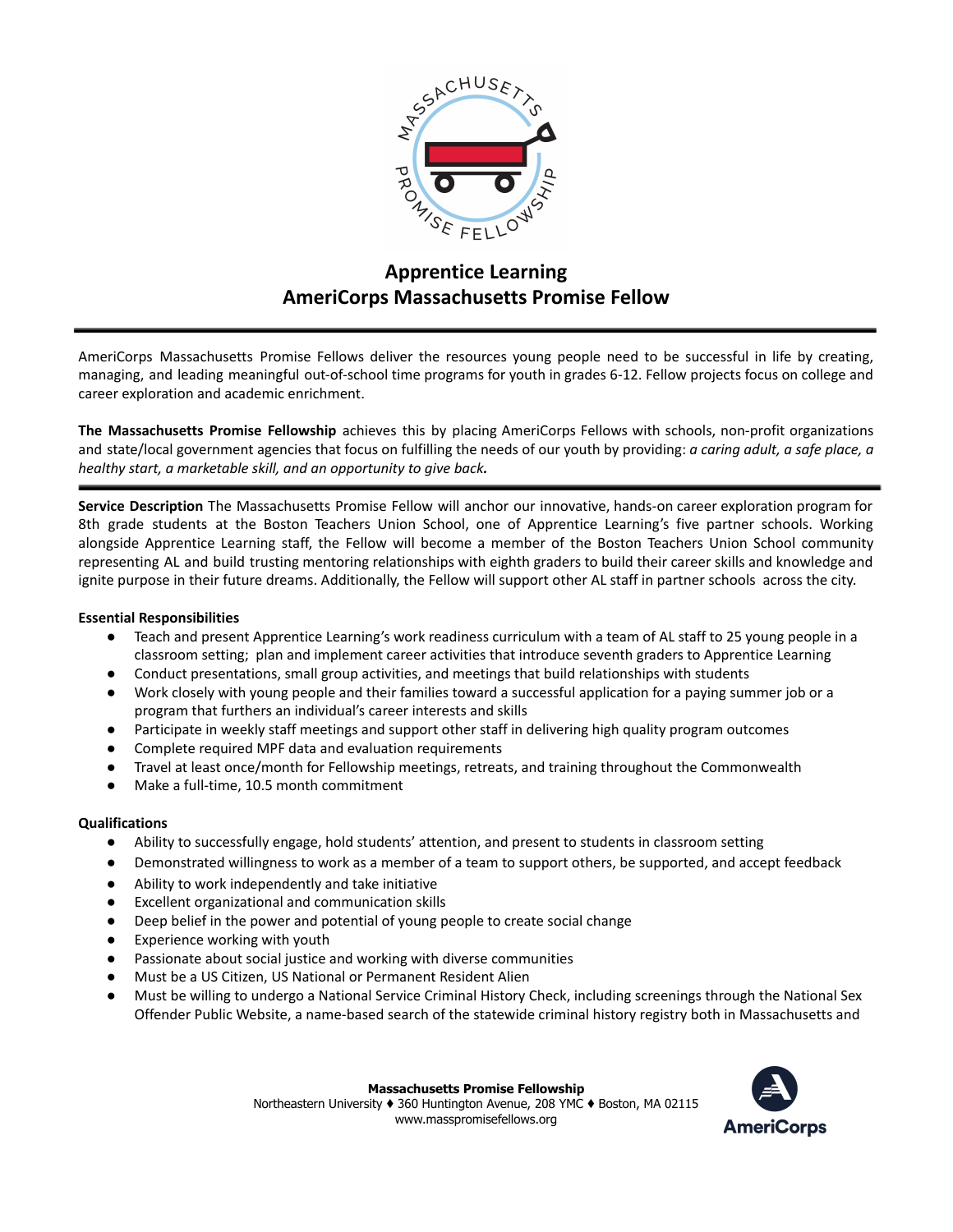# Apprentice Learning
# AmeriCorps Massachusetts Promise Fellow

---

AmeriCorps Massachusetts Promise Fellows deliver the resources young people need to be successful in life by creating, managing, and leading meaningful out-of-school time programs for youth in grades 6-12. Fellow projects focus on college and career exploration and academic enrichment.

**The Massachusetts Promise Fellowship** achieves this by placing AmeriCorps Fellows with schools, non-profit organizations and state/local government agencies that focus on fulfilling the needs of our youth by providing: *a caring adult, a safe place, a healthy start, a marketable skill, and an opportunity to give back.*

---

**Service Description** The Massachusetts Promise Fellow will anchor our innovative, hands-on career exploration program for 8th grade students at the Boston Teachers Union School, one of Apprentice Learning's five partner schools. Working alongside Apprentice Learning staff, the Fellow will become a member of the Boston Teachers Union School community representing AL and build trusting mentoring relationships with eighth graders to build their career skills and knowledge and ignite purpose in their future dreams. Additionally, the Fellow will support other AL staff in partner schools across the city.

**Essential Responsibilities**

- Teach and present Apprentice Learning's work readiness curriculum with a team of AL staff to 25 young people in a classroom setting; plan and implement career activities that introduce seventh graders to Apprentice Learning
- Conduct presentations, small group activities, and meetings that build relationships with students
- Work closely with young people and their families toward a successful application for a paying summer job or a program that furthers an individual's career interests and skills
- Participate in weekly staff meetings and support other staff in delivering high quality program outcomes
- Complete required MPF data and evaluation requirements
- Travel at least once/month for Fellowship meetings, retreats, and training throughout the Commonwealth
- Make a full-time, 10.5 month commitment

**Qualifications**

- Ability to successfully engage, hold students' attention, and present to students in classroom setting
- Demonstrated willingness to work as a member of a team to support others, be supported, and accept feedback
- Ability to work independently and take initiative
- Excellent organizational and communication skills
- Deep belief in the power and potential of young people to create social change
- Experience working with youth
- Passionate about social justice and working with diverse communities
- Must be a US Citizen, US National or Permanent Resident Alien
- Must be willing to undergo a National Service Criminal History Check, including screenings through the National Sex Offender Public Website, a name-based search of the statewide criminal history registry both in Massachusetts and

**Massachusetts Promise Fellowship**
Northeastern University ♦ 360 Huntington Avenue, 208 YMC ♦ Boston, MA 02115
www.masspromisefellows.org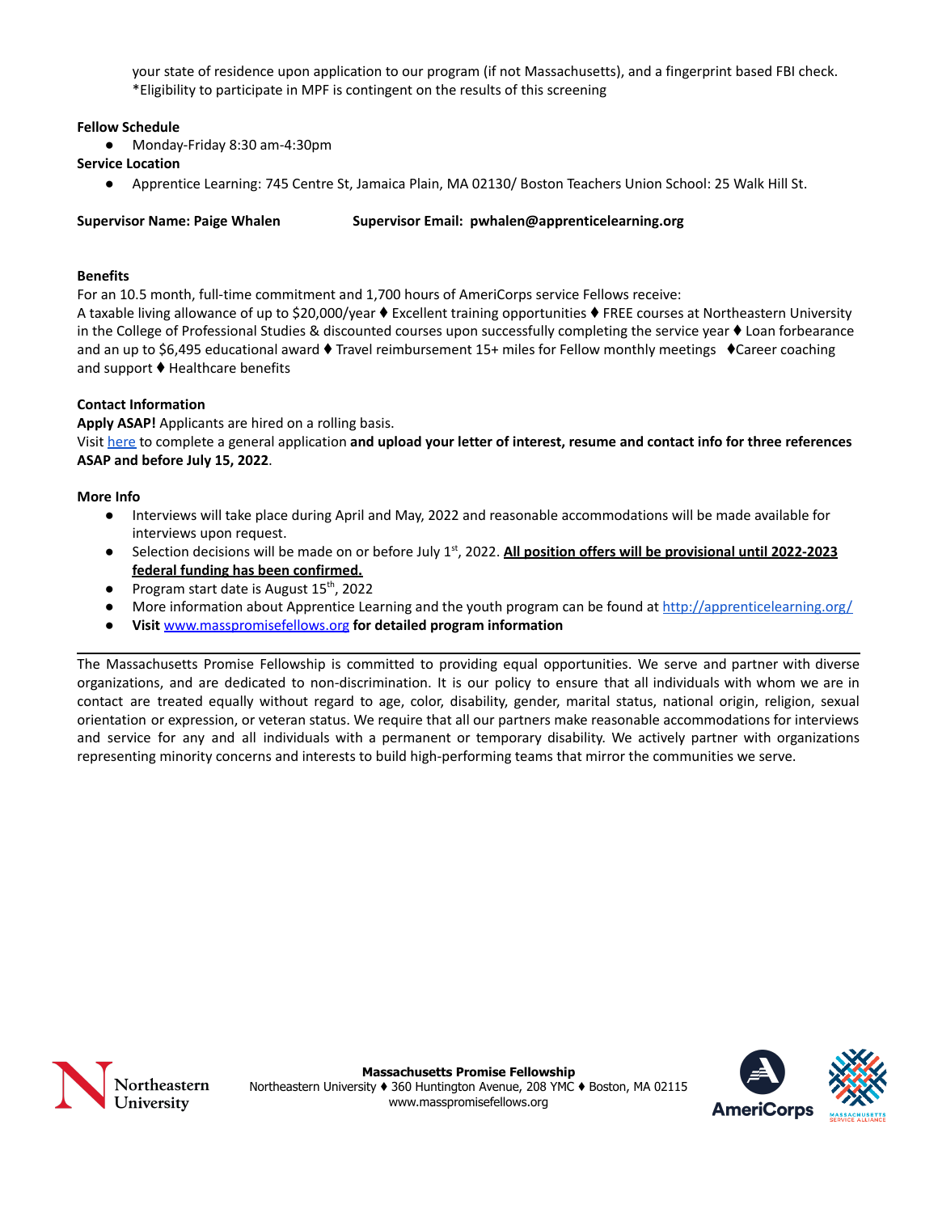your state of residence upon application to our program (if not Massachusetts), and a fingerprint based FBI check. *Eligibility to participate in MPF is contingent on the results of this screening

**Fellow Schedule**

- Monday-Friday 8:30 am-4:30pm

**Service Location**

- Apprentice Learning: 745 Centre St, Jamaica Plain, MA 02130/ Boston Teachers Union School: 25 Walk Hill St.

**Supervisor Name: Paige Whalen** **Supervisor Email: pwhalen@apprenticelearning.org**

**Benefits**

For an 10.5 month, full-time commitment and 1,700 hours of AmeriCorps service Fellows receive:
A taxable living allowance of up to $20,000/year ♦ Excellent training opportunities ♦ FREE courses at Northeastern University in the College of Professional Studies & discounted courses upon successfully completing the service year ♦ Loan forbearance and an up to $6,495 educational award ♦ Travel reimbursement 15+ miles for Fellow monthly meetings ♦Career coaching and support ♦ Healthcare benefits

**Contact Information**

**Apply ASAP!** Applicants are hired on a rolling basis.
Visit [here] to complete a general application **and upload your letter of interest, resume and contact info for three references ASAP and before July 15, 2022**.

**More Info**

- Interviews will take place during April and May, 2022 and reasonable accommodations will be made available for interviews upon request.
- Selection decisions will be made on or before July 1st, 2022. **All position offers will be provisional until 2022-2023 federal funding has been confirmed.**
- Program start date is August 15th, 2022
- More information about Apprentice Learning and the youth program can be found at http://apprenticelearning.org/
- **Visit** www.masspromisefellows.org **for detailed program information**

---

The Massachusetts Promise Fellowship is committed to providing equal opportunities. We serve and partner with diverse organizations, and are dedicated to non-discrimination. It is our policy to ensure that all individuals with whom we are in contact are treated equally without regard to age, color, disability, gender, marital status, national origin, religion, sexual orientation or expression, or veteran status. We require that all our partners make reasonable accommodations for interviews and service for any and all individuals with a permanent or temporary disability. We actively partner with organizations representing minority concerns and interests to build high-performing teams that mirror the communities we serve.

**Massachusetts Promise Fellowship**
Northeastern University ♦ 360 Huntington Avenue, 208 YMC ♦ Boston, MA 02115
www.masspromisefellows.org